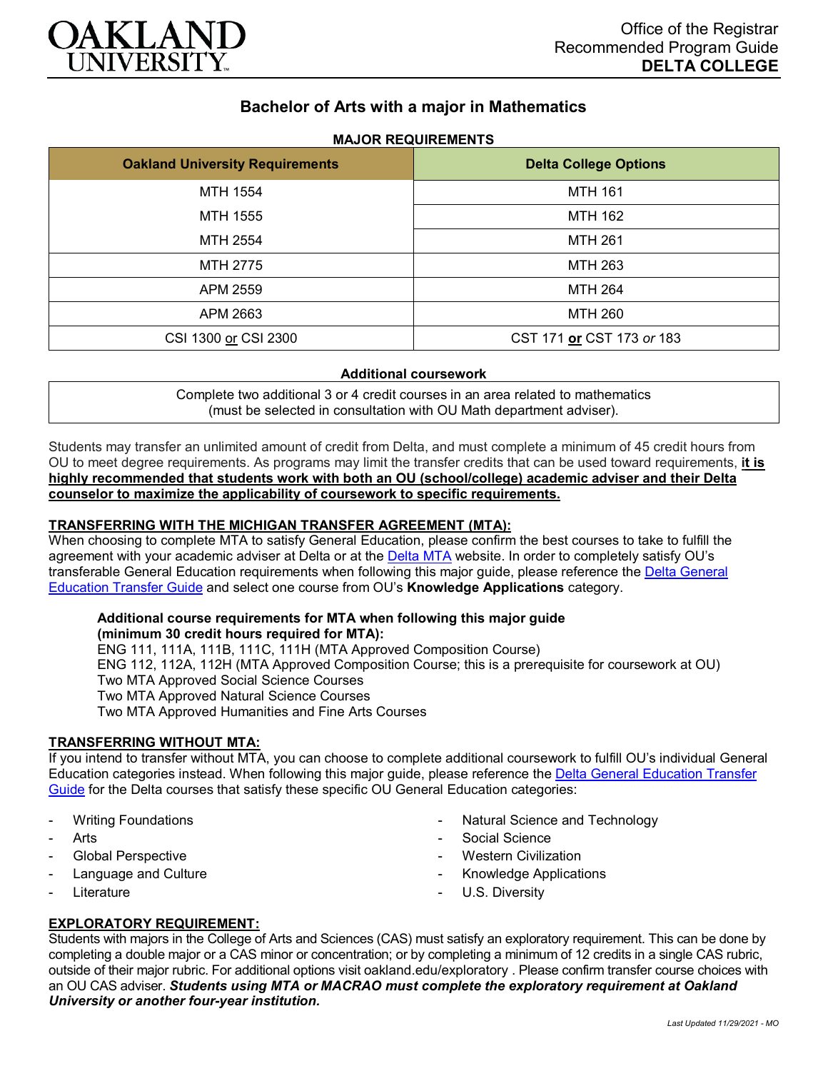Office of the Registrar
Recommended Program Guide
**DELTA COLLEGE**

# Bachelor of Arts with a major in Mathematics

**MAJOR REQUIREMENTS**

| Oakland University Requirements | Delta College Options |
|---|---|
| MTH 1554 | MTH 161 |
| MTH 1555 | MTH 162 |
| MTH 2554 | MTH 261 |
| MTH 2775 | MTH 263 |
| APM 2559 | MTH 264 |
| APM 2663 | MTH 260 |
| CSI 1300 <u>or</u> CSI 2300 | CST 171 **<u>or</u>** CST 173 *or* 183 |

**Additional coursework**

Complete two additional 3 or 4 credit courses in an area related to mathematics (must be selected in consultation with OU Math department adviser).

Students may transfer an unlimited amount of credit from Delta, and must complete a minimum of 45 credit hours from OU to meet degree requirements. As programs may limit the transfer credits that can be used toward requirements, **<u>it is highly recommended that students work with both an OU (school/college) academic adviser and their Delta counselor to maximize the applicability of coursework to specific requirements.</u>**

**<u>TRANSFERRING WITH THE MICHIGAN TRANSFER AGREEMENT (MTA):</u>**

When choosing to complete MTA to satisfy General Education, please confirm the best courses to take to fulfill the agreement with your academic adviser at Delta or at the Delta MTA website. In order to completely satisfy OU's transferable General Education requirements when following this major guide, please reference the Delta General Education Transfer Guide and select one course from OU's **Knowledge Applications** category.

**Additional course requirements for MTA when following this major guide (minimum 30 credit hours required for MTA):**

ENG 111, 111A, 111B, 111C, 111H (MTA Approved Composition Course)
ENG 112, 112A, 112H (MTA Approved Composition Course; this is a prerequisite for coursework at OU)
Two MTA Approved Social Science Courses
Two MTA Approved Natural Science Courses
Two MTA Approved Humanities and Fine Arts Courses

**<u>TRANSFERRING WITHOUT MTA:</u>**

If you intend to transfer without MTA, you can choose to complete additional coursework to fulfill OU's individual General Education categories instead. When following this major guide, please reference the Delta General Education Transfer Guide for the Delta courses that satisfy these specific OU General Education categories:

- Writing Foundations
- Arts
- Global Perspective
- Language and Culture
- Literature
- Natural Science and Technology
- Social Science
- Western Civilization
- Knowledge Applications
- U.S. Diversity

**<u>EXPLORATORY REQUIREMENT:</u>**

Students with majors in the College of Arts and Sciences (CAS) must satisfy an exploratory requirement. This can be done by completing a double major or a CAS minor or concentration; or by completing a minimum of 12 credits in a single CAS rubric, outside of their major rubric. For additional options visit oakland.edu/exploratory . Please confirm transfer course choices with an OU CAS adviser. ***Students using MTA or MACRAO must complete the exploratory requirement at Oakland University or another four-year institution.***

*Last Updated 11/29/2021 - MO*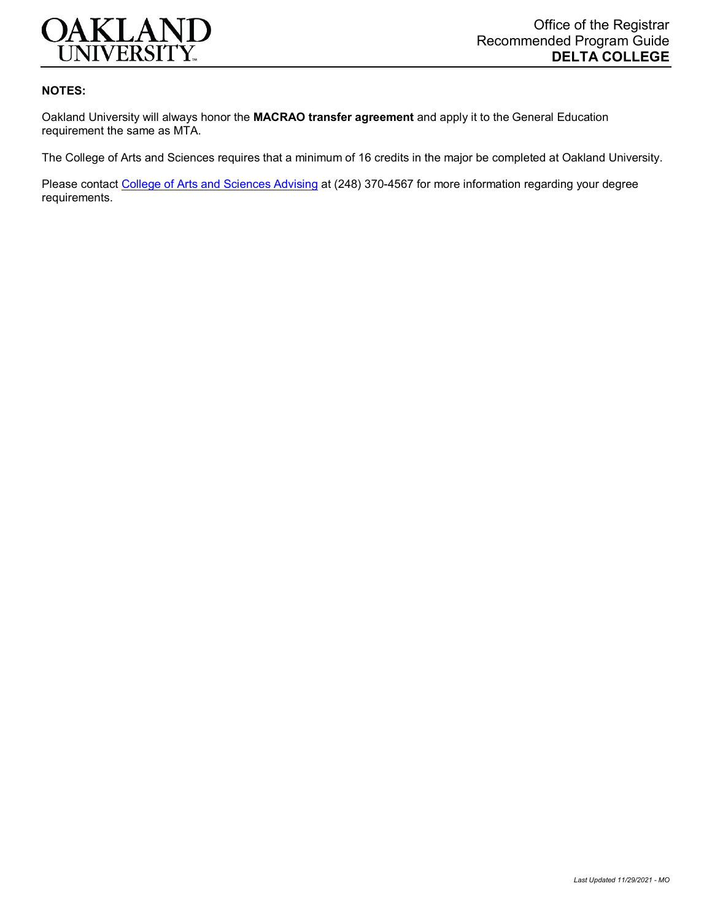**NOTES:**

Oakland University will always honor the **MACRAO transfer agreement** and apply it to the General Education requirement the same as MTA.

The College of Arts and Sciences requires that a minimum of 16 credits in the major be completed at Oakland University.

Please contact College of Arts and Sciences Advising at (248) 370-4567 for more information regarding your degree requirements.

*Last Updated 11/29/2021 - MO*